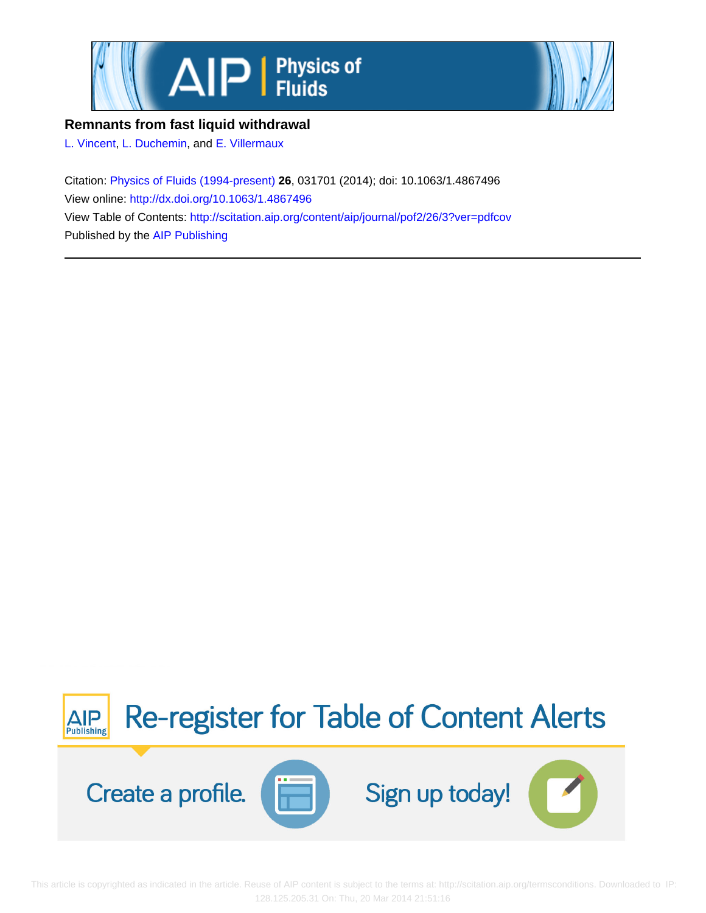**Remnants from fast liquid withdrawal**

L. Vincent, L. Duchemin, and E. Villermaux

Citation: Physics of Fluids (1994-present) **26**, 031701 (2014); doi: 10.1063/1.4867496

View online: http://dx.doi.org/10.1063/1.4867496

View Table of Contents: http://scitation.aip.org/content/aip/journal/pof2/26/3?ver=pdfcov

Published by the AIP Publishing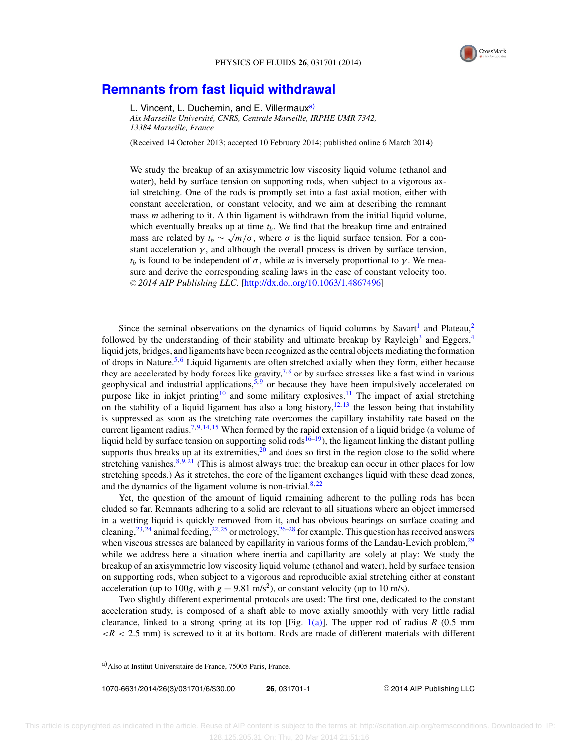# Remnants from fast liquid withdrawal

L. Vincent, L. Duchemin, and E. Villermaux[a)]

*Aix Marseille Université, CNRS, Centrale Marseille, IRPHE UMR 7342, 13384 Marseille, France*

(Received 14 October 2013; accepted 10 February 2014; published online 6 March 2014)

We study the breakup of an axisymmetric low viscosity liquid volume (ethanol and water), held by surface tension on supporting rods, when subject to a vigorous axial stretching. One of the rods is promptly set into a fast axial motion, either with constant acceleration, or constant velocity, and we aim at describing the remnant mass $m$ adhering to it. A thin ligament is withdrawn from the initial liquid volume, which eventually breaks up at time $t_b$. We find that the breakup time and entrained mass are related by $t_b \sim \sqrt{m/\sigma}$, where $\sigma$ is the liquid surface tension. For a constant acceleration $\gamma$, and although the overall process is driven by surface tension, $t_b$ is found to be independent of $\sigma$, while $m$ is inversely proportional to $\gamma$. We measure and derive the corresponding scaling laws in the case of constant velocity too. © *2014 AIP Publishing LLC*. [http://dx.doi.org/10.1063/1.4867496]

Since the seminal observations on the dynamics of liquid columns by Savart[1] and Plateau,[2] followed by the understanding of their stability and ultimate breakup by Rayleigh[3] and Eggers,[4] liquid jets, bridges, and ligaments have been recognized as the central objects mediating the formation of drops in Nature.[5,6] Liquid ligaments are often stretched axially when they form, either because they are accelerated by body forces like gravity,[7,8] or by surface stresses like a fast wind in various geophysical and industrial applications,[5,9] or because they have been impulsively accelerated on purpose like in inkjet printing[10] and some military explosives.[11] The impact of axial stretching on the stability of a liquid ligament has also a long history,[12,13] the lesson being that instability is suppressed as soon as the stretching rate overcomes the capillary instability rate based on the current ligament radius.[7,9,14,15] When formed by the rapid extension of a liquid bridge (a volume of liquid held by surface tension on supporting solid rods[16–19]), the ligament linking the distant pulling supports thus breaks up at its extremities,[20] and does so first in the region close to the solid where stretching vanishes.[8,9,21] (This is almost always true: the breakup can occur in other places for low stretching speeds.) As it stretches, the core of the ligament exchanges liquid with these dead zones, and the dynamics of the ligament volume is non-trivial.[8,22]

Yet, the question of the amount of liquid remaining adherent to the pulling rods has been eluded so far. Remnants adhering to a solid are relevant to all situations where an object immersed in a wetting liquid is quickly removed from it, and has obvious bearings on surface coating and cleaning,[23,24] animal feeding,[22,25] or metrology,[26–28] for example. This question has received answers when viscous stresses are balanced by capillarity in various forms of the Landau-Levich problem,[29] while we address here a situation where inertia and capillarity are solely at play: We study the breakup of an axisymmetric low viscosity liquid volume (ethanol and water), held by surface tension on supporting rods, when subject to a vigorous and reproducible axial stretching either at constant acceleration (up to $100g$, with $g = 9.81$ m/s$^2$), or constant velocity (up to 10 m/s).

Two slightly different experimental protocols are used: The first one, dedicated to the constant acceleration study, is composed of a shaft able to move axially smoothly with very little radial clearance, linked to a strong spring at its top [Fig. 1(a)]. The upper rod of radius $R$ (0.5 mm $< R <$ 2.5 mm) is screwed to it at its bottom. Rods are made of different materials with different

---

[a)] Also at Institut Universitaire de France, 75005 Paris, France.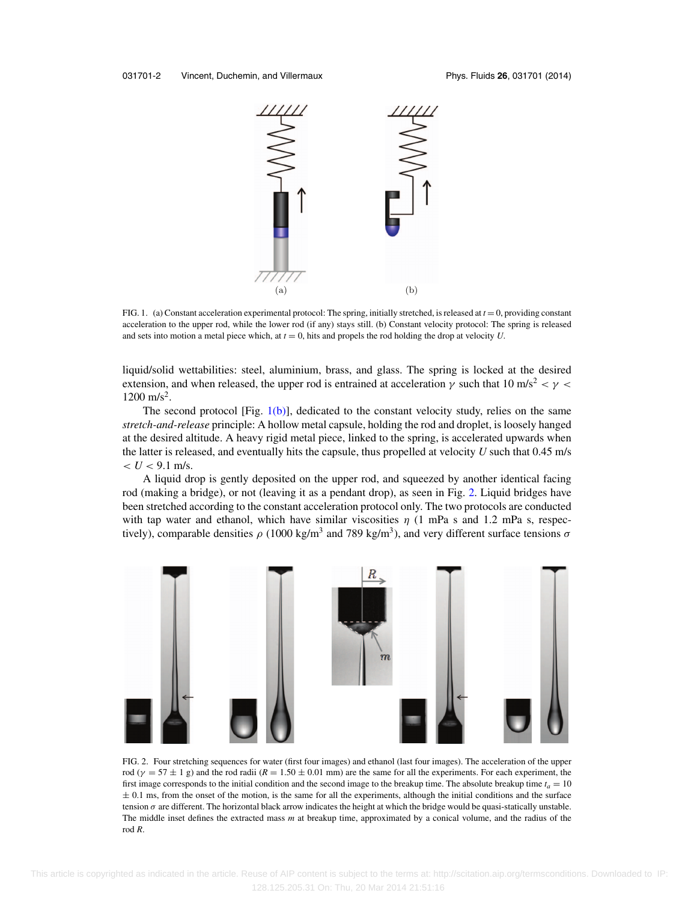FIG. 1. (a) Constant acceleration experimental protocol: The spring, initially stretched, is released at $t = 0$, providing constant acceleration to the upper rod, while the lower rod (if any) stays still. (b) Constant velocity protocol: The spring is released and sets into motion a metal piece which, at $t = 0$, hits and propels the rod holding the drop at velocity $U$.

liquid/solid wettabilities: steel, aluminium, brass, and glass. The spring is locked at the desired extension, and when released, the upper rod is entrained at acceleration $\gamma$ such that 10 m/s$^2$ $< \gamma <$ 1200 m/s$^2$.

The second protocol [Fig. 1(b)], dedicated to the constant velocity study, relies on the same *stretch-and-release* principle: A hollow metal capsule, holding the rod and droplet, is loosely hanged at the desired altitude. A heavy rigid metal piece, linked to the spring, is accelerated upwards when the latter is released, and eventually hits the capsule, thus propelled at velocity $U$ such that 0.45 m/s $< U <$ 9.1 m/s.

A liquid drop is gently deposited on the upper rod, and squeezed by another identical facing rod (making a bridge), or not (leaving it as a pendant drop), as seen in Fig. 2. Liquid bridges have been stretched according to the constant acceleration protocol only. The two protocols are conducted with tap water and ethanol, which have similar viscosities $\eta$ (1 mPa s and 1.2 mPa s, respectively), comparable densities $\rho$ (1000 kg/m$^3$ and 789 kg/m$^3$), and very different surface tensions $\sigma$

FIG. 2. Four stretching sequences for water (first four images) and ethanol (last four images). The acceleration of the upper rod ($\gamma = 57 \pm 1$ g) and the rod radii ($R = 1.50 \pm 0.01$ mm) are the same for all the experiments. For each experiment, the first image corresponds to the initial condition and the second image to the breakup time. The absolute breakup time $t_a = 10 \pm 0.1$ ms, from the onset of the motion, is the same for all the experiments, although the initial conditions and the surface tension $\sigma$ are different. The horizontal black arrow indicates the height at which the bridge would be quasi-statically unstable. The middle inset defines the extracted mass $m$ at breakup time, approximated by a conical volume, and the radius of the rod $R$.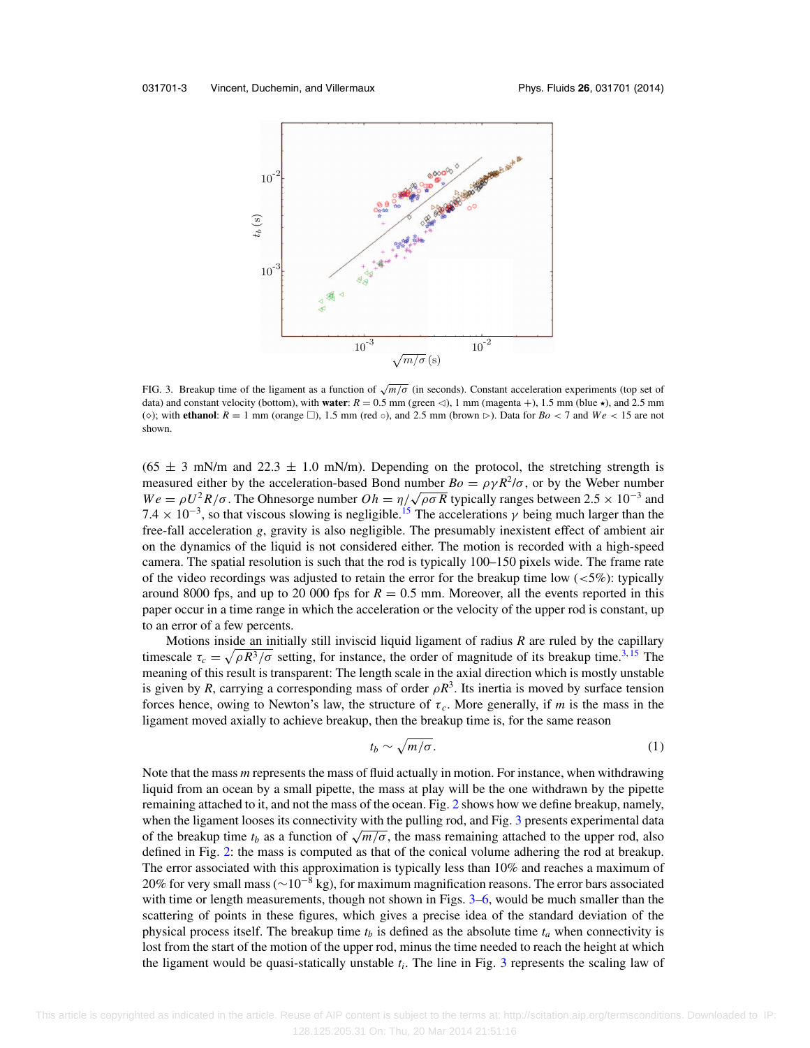FIG. 3. Breakup time of the ligament as a function of $\sqrt{m/\sigma}$ (in seconds). Constant acceleration experiments (top set of data) and constant velocity (bottom), with **water**: $R = 0.5$ mm (green ◁), 1 mm (magenta +), 1.5 mm (blue ⋆), and 2.5 mm (◇); with **ethanol**: $R = 1$ mm (orange □), 1.5 mm (red ○), and 2.5 mm (brown ▷). Data for $Bo < 7$ and $We < 15$ are not shown.

(65 ± 3 mN/m and 22.3 ± 1.0 mN/m). Depending on the protocol, the stretching strength is measured either by the acceleration-based Bond number $Bo = \rho\gamma R^2/\sigma$, or by the Weber number $We = \rho U^2 R/\sigma$. The Ohnesorge number $Oh = \eta/\sqrt{\rho\sigma R}$ typically ranges between $2.5 \times 10^{-3}$ and $7.4 \times 10^{-3}$, so that viscous slowing is negligible.[15] The accelerations $\gamma$ being much larger than the free-fall acceleration $g$, gravity is also negligible. The presumably inexistent effect of ambient air on the dynamics of the liquid is not considered either. The motion is recorded with a high-speed camera. The spatial resolution is such that the rod is typically 100–150 pixels wide. The frame rate of the video recordings was adjusted to retain the error for the breakup time low (<5%): typically around 8000 fps, and up to 20 000 fps for $R = 0.5$ mm. Moreover, all the events reported in this paper occur in a time range in which the acceleration or the velocity of the upper rod is constant, up to an error of a few percents.

Motions inside an initially still inviscid liquid ligament of radius $R$ are ruled by the capillary timescale $\tau_c = \sqrt{\rho R^3/\sigma}$ setting, for instance, the order of magnitude of its breakup time.[3,15] The meaning of this result is transparent: The length scale in the axial direction which is mostly unstable is given by $R$, carrying a corresponding mass of order $\rho R^3$. Its inertia is moved by surface tension forces hence, owing to Newton's law, the structure of $\tau_c$. More generally, if $m$ is the mass in the ligament moved axially to achieve breakup, then the breakup time is, for the same reason

$$t_b \sim \sqrt{m/\sigma}. \tag{1}$$

Note that the mass $m$ represents the mass of fluid actually in motion. For instance, when withdrawing liquid from an ocean by a small pipette, the mass at play will be the one withdrawn by the pipette remaining attached to it, and not the mass of the ocean. Fig. 2 shows how we define breakup, namely, when the ligament looses its connectivity with the pulling rod, and Fig. 3 presents experimental data of the breakup time $t_b$ as a function of $\sqrt{m/\sigma}$, the mass remaining attached to the upper rod, also defined in Fig. 2: the mass is computed as that of the conical volume adhering the rod at breakup. The error associated with this approximation is typically less than 10% and reaches a maximum of 20% for very small mass ($\sim 10^{-8}$ kg), for maximum magnification reasons. The error bars associated with time or length measurements, though not shown in Figs. 3–6, would be much smaller than the scattering of points in these figures, which gives a precise idea of the standard deviation of the physical process itself. The breakup time $t_b$ is defined as the absolute time $t_a$ when connectivity is lost from the start of the motion of the upper rod, minus the time needed to reach the height at which the ligament would be quasi-statically unstable $t_i$. The line in Fig. 3 represents the scaling law of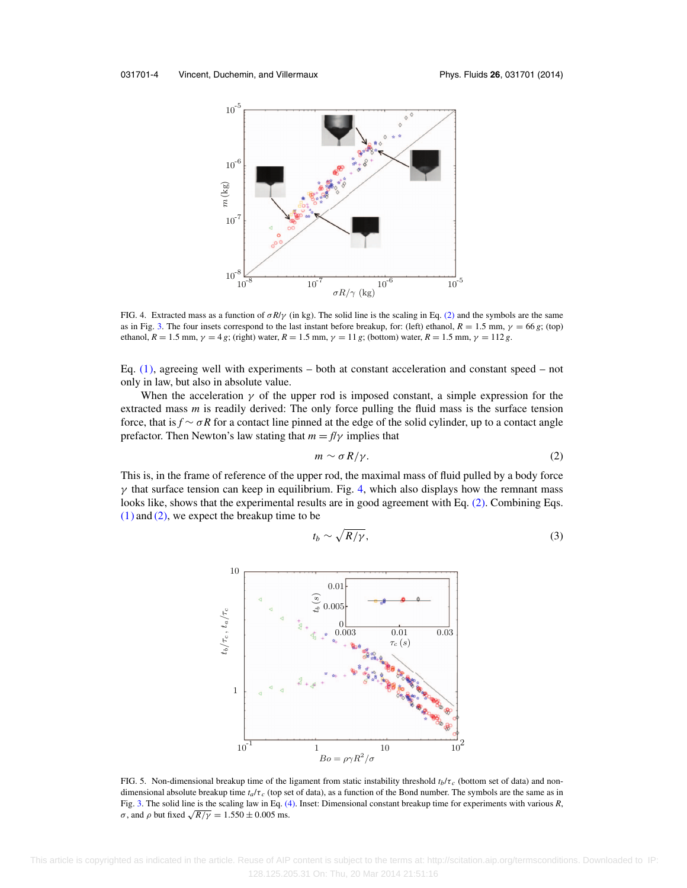FIG. 4. Extracted mass as a function of $\sigma R/\gamma$ (in kg). The solid line is the scaling in Eq. (2) and the symbols are the same as in Fig. 3. The four insets correspond to the last instant before breakup, for: (left) ethanol, $R = 1.5$ mm, $\gamma = 66\,g$; (top) ethanol, $R = 1.5$ mm, $\gamma = 4\,g$; (right) water, $R = 1.5$ mm, $\gamma = 11\,g$; (bottom) water, $R = 1.5$ mm, $\gamma = 112\,g$.

Eq. (1), agreeing well with experiments – both at constant acceleration and constant speed – not only in law, but also in absolute value.

When the acceleration $\gamma$ of the upper rod is imposed constant, a simple expression for the extracted mass $m$ is readily derived: The only force pulling the fluid mass is the surface tension force, that is $f \sim \sigma R$ for a contact line pinned at the edge of the solid cylinder, up to a contact angle prefactor. Then Newton's law stating that $m = f/\gamma$ implies that

$$m \sim \sigma R/\gamma. \tag{2}$$

This is, in the frame of reference of the upper rod, the maximal mass of fluid pulled by a body force $\gamma$ that surface tension can keep in equilibrium. Fig. 4, which also displays how the remnant mass looks like, shows that the experimental results are in good agreement with Eq. (2). Combining Eqs. (1) and (2), we expect the breakup time to be

$$t_b \sim \sqrt{R/\gamma}, \tag{3}$$

FIG. 5. Non-dimensional breakup time of the ligament from static instability threshold $t_b/\tau_c$ (bottom set of data) and non-dimensional absolute breakup time $t_a/\tau_c$ (top set of data), as a function of the Bond number. The symbols are the same as in Fig. 3. The solid line is the scaling law in Eq. (4). Inset: Dimensional constant breakup time for experiments with various $R$, $\sigma$, and $\rho$ but fixed $\sqrt{R/\gamma} = 1.550 \pm 0.005$ ms.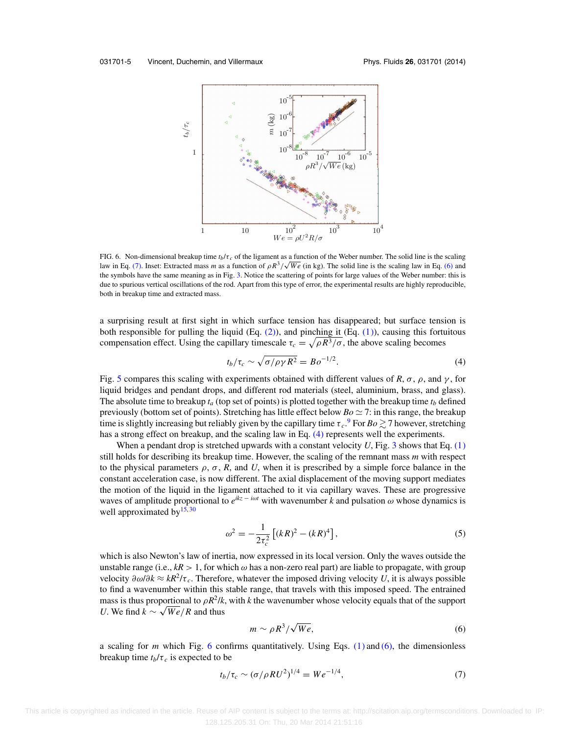FIG. 6. Non-dimensional breakup time $t_b/\tau_c$ of the ligament as a function of the Weber number. The solid line is the scaling law in Eq. (7). Inset: Extracted mass $m$ as a function of $\rho R^3/\sqrt{We}$ (in kg). The solid line is the scaling law in Eq. (6) and the symbols have the same meaning as in Fig. 3. Notice the scattering of points for large values of the Weber number: this is due to spurious vertical oscillations of the rod. Apart from this type of error, the experimental results are highly reproducible, both in breakup time and extracted mass.

a surprising result at first sight in which surface tension has disappeared; but surface tension is both responsible for pulling the liquid (Eq. (2)), and pinching it (Eq. (1)), causing this fortuitous compensation effect. Using the capillary timescale $\tau_c = \sqrt{\rho R^3/\sigma}$, the above scaling becomes

$$t_b/\tau_c \sim \sqrt{\sigma/\rho\gamma R^2} = Bo^{-1/2}. \tag{4}$$

Fig. 5 compares this scaling with experiments obtained with different values of $R$, $\sigma$, $\rho$, and $\gamma$, for liquid bridges and pendant drops, and different rod materials (steel, aluminium, brass, and glass). The absolute time to breakup $t_a$ (top set of points) is plotted together with the breakup time $t_b$ defined previously (bottom set of points). Stretching has little effect below $Bo \simeq 7$: in this range, the breakup time is slightly increasing but reliably given by the capillary time $\tau_c$.[9] For $Bo \gtrsim 7$ however, stretching has a strong effect on breakup, and the scaling law in Eq. (4) represents well the experiments.

When a pendant drop is stretched upwards with a constant velocity $U$, Fig. 3 shows that Eq. (1) still holds for describing its breakup time. However, the scaling of the remnant mass $m$ with respect to the physical parameters $\rho$, $\sigma$, $R$, and $U$, when it is prescribed by a simple force balance in the constant acceleration case, is now different. The axial displacement of the moving support mediates the motion of the liquid in the ligament attached to it via capillary waves. These are progressive waves of amplitude proportional to $e^{ikz-i\omega t}$ with wavenumber $k$ and pulsation $\omega$ whose dynamics is well approximated by[15,30]

$$\omega^2 = -\frac{1}{2\tau_c^2}\left[(kR)^2 - (kR)^4\right], \tag{5}$$

which is also Newton's law of inertia, now expressed in its local version. Only the waves outside the unstable range (i.e., $kR > 1$, for which $\omega$ has a non-zero real part) are liable to propagate, with group velocity $\partial\omega/\partial k \approx kR^2/\tau_c$. Therefore, whatever the imposed driving velocity $U$, it is always possible to find a wavenumber within this stable range, that travels with this imposed speed. The entrained mass is thus proportional to $\rho R^2/k$, with $k$ the wavenumber whose velocity equals that of the support $U$. We find $k \sim \sqrt{We}/R$ and thus

$$m \sim \rho R^3/\sqrt{We}, \tag{6}$$

a scaling for $m$ which Fig. 6 confirms quantitatively. Using Eqs. (1) and (6), the dimensionless breakup time $t_b/\tau_c$ is expected to be

$$t_b/\tau_c \sim (\sigma/\rho R U^2)^{1/4} = We^{-1/4}, \tag{7}$$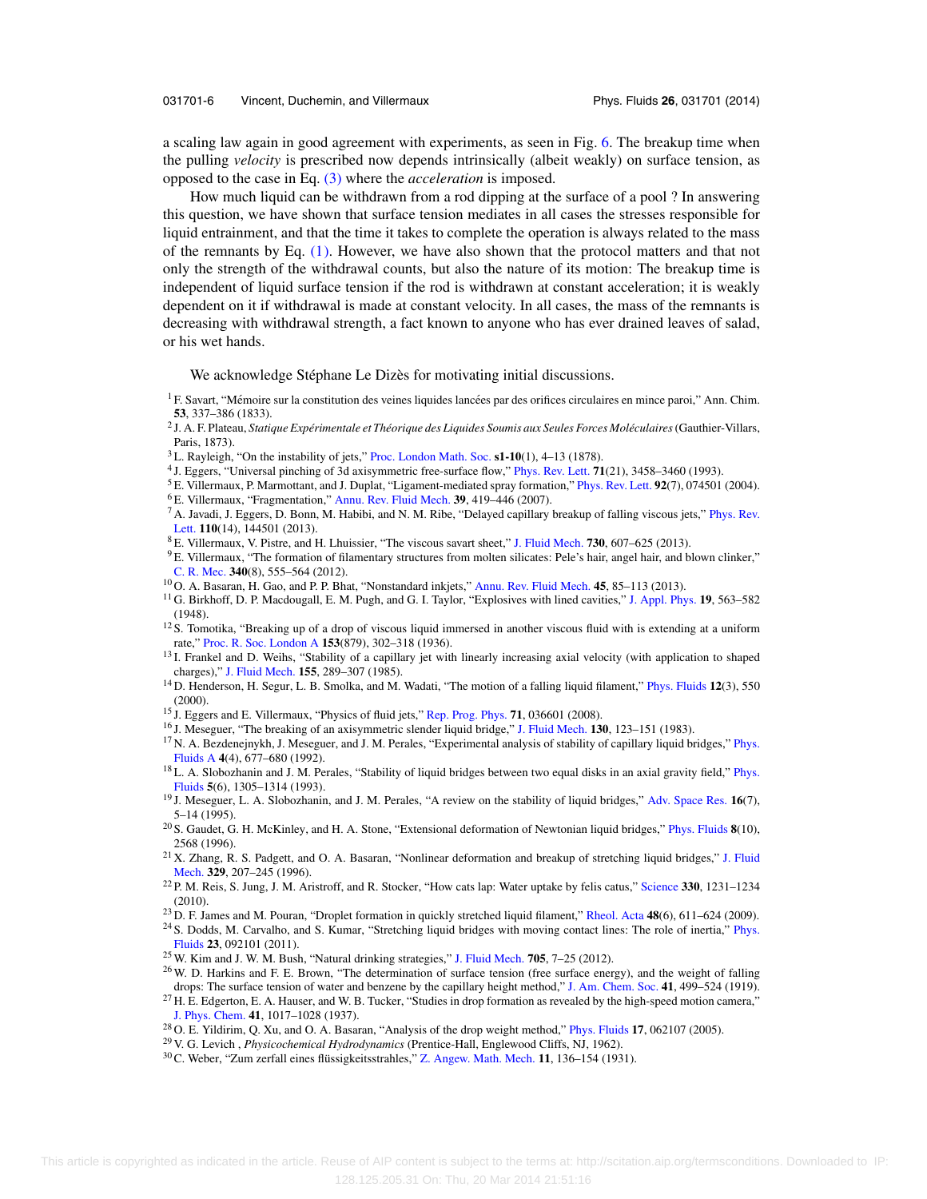a scaling law again in good agreement with experiments, as seen in Fig. 6. The breakup time when the pulling *velocity* is prescribed now depends intrinsically (albeit weakly) on surface tension, as opposed to the case in Eq. (3) where the *acceleration* is imposed.

How much liquid can be withdrawn from a rod dipping at the surface of a pool ? In answering this question, we have shown that surface tension mediates in all cases the stresses responsible for liquid entrainment, and that the time it takes to complete the operation is always related to the mass of the remnants by Eq. (1). However, we have also shown that the protocol matters and that not only the strength of the withdrawal counts, but also the nature of its motion: The breakup time is independent of liquid surface tension if the rod is withdrawn at constant acceleration; it is weakly dependent on it if withdrawal is made at constant velocity. In all cases, the mass of the remnants is decreasing with withdrawal strength, a fact known to anyone who has ever drained leaves of salad, or his wet hands.

We acknowledge Stéphane Le Dizès for motivating initial discussions.

[1] F. Savart, "Mémoire sur la constitution des veines liquides lancées par des orifices circulaires en mince paroi," Ann. Chim. **53**, 337–386 (1833).

[2] J. A. F. Plateau, *Statique Expérimentale et Théorique des Liquides Soumis aux Seules Forces Moléculaires* (Gauthier-Villars, Paris, 1873).

[3] L. Rayleigh, "On the instability of jets," Proc. London Math. Soc. **s1-10**(1), 4–13 (1878).

[4] J. Eggers, "Universal pinching of 3d axisymmetric free-surface flow," Phys. Rev. Lett. **71**(21), 3458–3460 (1993).

[5] E. Villermaux, P. Marmottant, and J. Duplat, "Ligament-mediated spray formation," Phys. Rev. Lett. **92**(7), 074501 (2004).

[6] E. Villermaux, "Fragmentation," Annu. Rev. Fluid Mech. **39**, 419–446 (2007).

[7] A. Javadi, J. Eggers, D. Bonn, M. Habibi, and N. M. Ribe, "Delayed capillary breakup of falling viscous jets," Phys. Rev. Lett. **110**(14), 144501 (2013).

[8] E. Villermaux, V. Pistre, and H. Lhuissier, "The viscous savart sheet," J. Fluid Mech. **730**, 607–625 (2013).

[9] E. Villermaux, "The formation of filamentary structures from molten silicates: Pele's hair, angel hair, and blown clinker," C. R. Mec. **340**(8), 555–564 (2012).

[10] O. A. Basaran, H. Gao, and P. P. Bhat, "Nonstandard inkjets," Annu. Rev. Fluid Mech. **45**, 85–113 (2013).

[11] G. Birkhoff, D. P. Macdougall, E. M. Pugh, and G. I. Taylor, "Explosives with lined cavities," J. Appl. Phys. **19**, 563–582 (1948).

[12] S. Tomotika, "Breaking up of a drop of viscous liquid immersed in another viscous fluid with is extending at a uniform rate," Proc. R. Soc. London A **153**(879), 302–318 (1936).

[13] I. Frankel and D. Weihs, "Stability of a capillary jet with linearly increasing axial velocity (with application to shaped charges)," J. Fluid Mech. **155**, 289–307 (1985).

[14] D. Henderson, H. Segur, L. B. Smolka, and M. Wadati, "The motion of a falling liquid filament," Phys. Fluids **12**(3), 550 (2000).

[15] J. Eggers and E. Villermaux, "Physics of fluid jets," Rep. Prog. Phys. **71**, 036601 (2008).

[16] J. Meseguer, "The breaking of an axisymmetric slender liquid bridge," J. Fluid Mech. **130**, 123–151 (1983).

[17] N. A. Bezdenejnykh, J. Meseguer, and J. M. Perales, "Experimental analysis of stability of capillary liquid bridges," Phys. Fluids A **4**(4), 677–680 (1992).

[18] L. A. Slobozhanin and J. M. Perales, "Stability of liquid bridges between two equal disks in an axial gravity field," Phys. Fluids **5**(6), 1305–1314 (1993).

[19] J. Meseguer, L. A. Slobozhanin, and J. M. Perales, "A review on the stability of liquid bridges," Adv. Space Res. **16**(7), 5–14 (1995).

[20] S. Gaudet, G. H. McKinley, and H. A. Stone, "Extensional deformation of Newtonian liquid bridges," Phys. Fluids **8**(10), 2568 (1996).

[21] X. Zhang, R. S. Padgett, and O. A. Basaran, "Nonlinear deformation and breakup of stretching liquid bridges," J. Fluid Mech. **329**, 207–245 (1996).

[22] P. M. Reis, S. Jung, J. M. Aristroff, and R. Stocker, "How cats lap: Water uptake by felis catus," Science **330**, 1231–1234 (2010).

[23] D. F. James and M. Pouran, "Droplet formation in quickly stretched liquid filament," Rheol. Acta **48**(6), 611–624 (2009).

[24] S. Dodds, M. Carvalho, and S. Kumar, "Stretching liquid bridges with moving contact lines: The role of inertia," Phys. Fluids **23**, 092101 (2011).

[25] W. Kim and J. W. M. Bush, "Natural drinking strategies," J. Fluid Mech. **705**, 7–25 (2012).

[26] W. D. Harkins and F. E. Brown, "The determination of surface tension (free surface energy), and the weight of falling drops: The surface tension of water and benzene by the capillary height method," J. Am. Chem. Soc. **41**, 499–524 (1919).

[27] H. E. Edgerton, E. A. Hauser, and W. B. Tucker, "Studies in drop formation as revealed by the high-speed motion camera," J. Phys. Chem. **41**, 1017–1028 (1937).

[28] O. E. Yildirim, Q. Xu, and O. A. Basaran, "Analysis of the drop weight method," Phys. Fluids **17**, 062107 (2005).

[29] V. G. Levich , *Physicochemical Hydrodynamics* (Prentice-Hall, Englewood Cliffs, NJ, 1962).

[30] C. Weber, "Zum zerfall eines flüssigkeitsstrahles," Z. Angew. Math. Mech. **11**, 136–154 (1931).